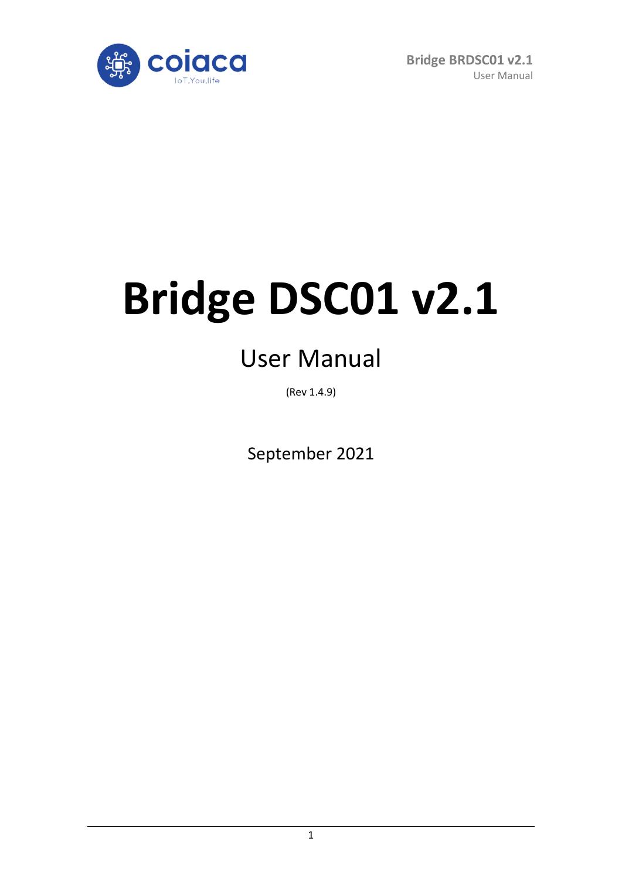# Bridge DSC01 v2.1

## User Manual

(Rev 1.4.9)

September 2021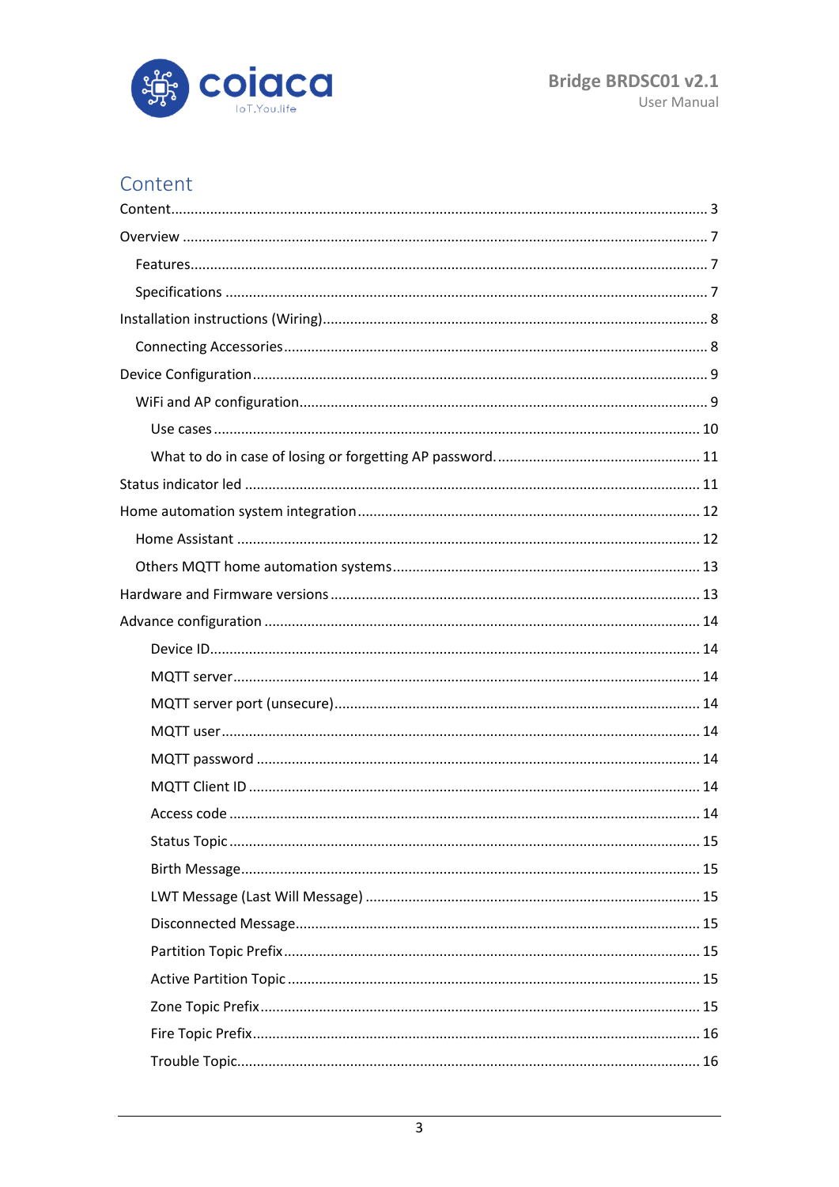# Content

Content........................................................................................................ 3

Overview ..................................................................................................... 7

- Features.................................................................................................. 7
- Specifications .......................................................................................... 7

Installation instructions (Wiring)................................................................. 8

- Connecting Accessories........................................................................... 8

Device Configuration.................................................................................... 9

- WiFi and AP configuration....................................................................... 9
  - Use cases ............................................................................................ 10
  - What to do in case of losing or forgetting AP password. ..................... 11

Status indicator led .................................................................................... 11

Home automation system integration ....................................................... 12

- Home Assistant ..................................................................................... 12
- Others MQTT home automation systems.............................................. 13

Hardware and Firmware versions .............................................................. 13

Advance configuration ............................................................................... 14

- Device ID............................................................................................... 14
- MQTT server.......................................................................................... 14
- MQTT server port (unsecure)................................................................ 14
- MQTT user............................................................................................. 14
- MQTT password .................................................................................... 14
- MQTT Client ID ..................................................................................... 14
- Access code ........................................................................................... 14
- Status Topic ........................................................................................... 15
- Birth Message........................................................................................ 15
- LWT Message (Last Will Message) ........................................................ 15
- Disconnected Message.......................................................................... 15
- Partition Topic Prefix............................................................................. 15
- Active Partition Topic ............................................................................ 15
- Zone Topic Prefix................................................................................... 15
- Fire Topic Prefix..................................................................................... 16
- Trouble Topic......................................................................................... 16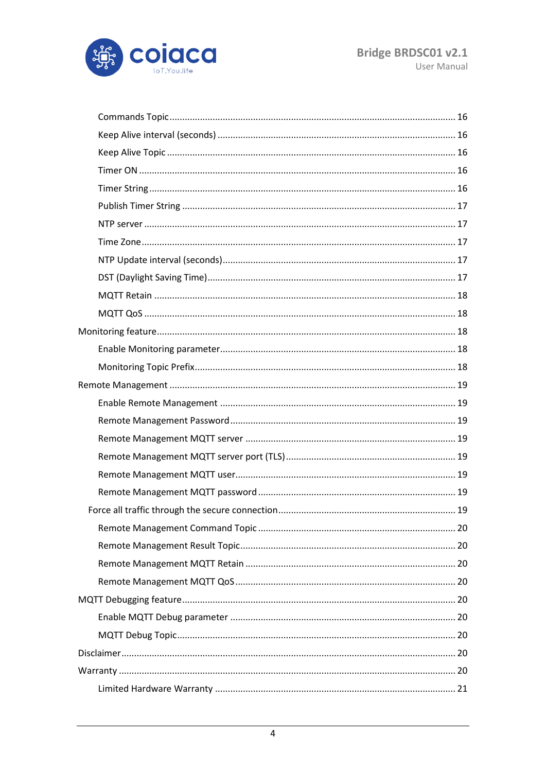- Commands Topic ........ 16
- Keep Alive interval (seconds) ........ 16
- Keep Alive Topic ........ 16
- Timer ON ........ 16
- Timer String ........ 16
- Publish Timer String ........ 17
- NTP server ........ 17
- Time Zone ........ 17
- NTP Update interval (seconds) ........ 17
- DST (Daylight Saving Time) ........ 17
- MQTT Retain ........ 18
- MQTT QoS ........ 18

Monitoring feature ........ 18

- Enable Monitoring parameter ........ 18
- Monitoring Topic Prefix ........ 18

Remote Management ........ 19

- Enable Remote Management ........ 19
- Remote Management Password ........ 19
- Remote Management MQTT server ........ 19
- Remote Management MQTT server port (TLS) ........ 19
- Remote Management MQTT user ........ 19
- Remote Management MQTT password ........ 19
- Force all traffic through the secure connection ........ 19
- Remote Management Command Topic ........ 20
- Remote Management Result Topic ........ 20
- Remote Management MQTT Retain ........ 20
- Remote Management MQTT QoS ........ 20

MQTT Debugging feature ........ 20

- Enable MQTT Debug parameter ........ 20
- MQTT Debug Topic ........ 20

Disclaimer ........ 20

Warranty ........ 20

- Limited Hardware Warranty ........ 21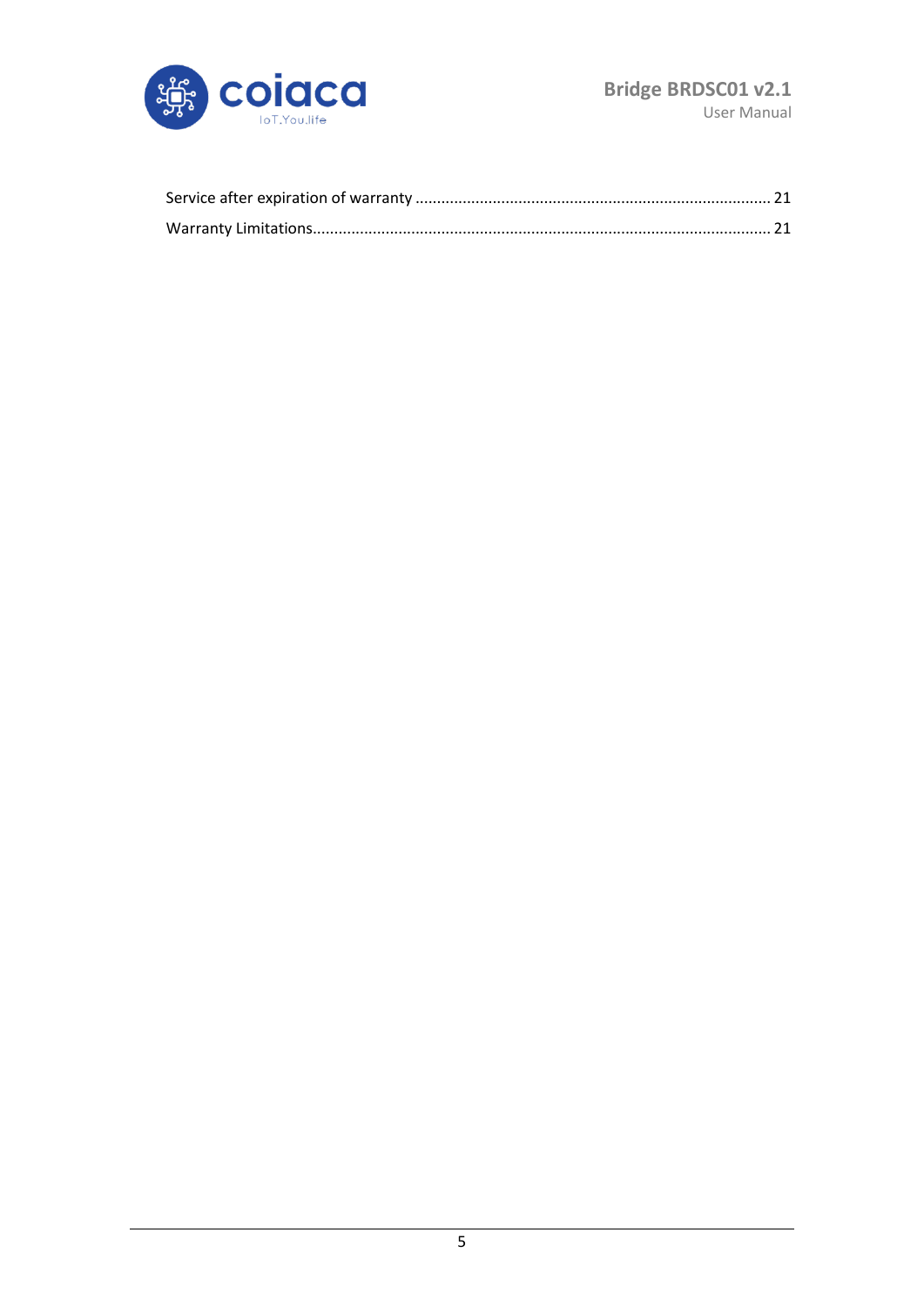Service after expiration of warranty ........................................................................................ 21

Warranty Limitations................................................................................................................ 21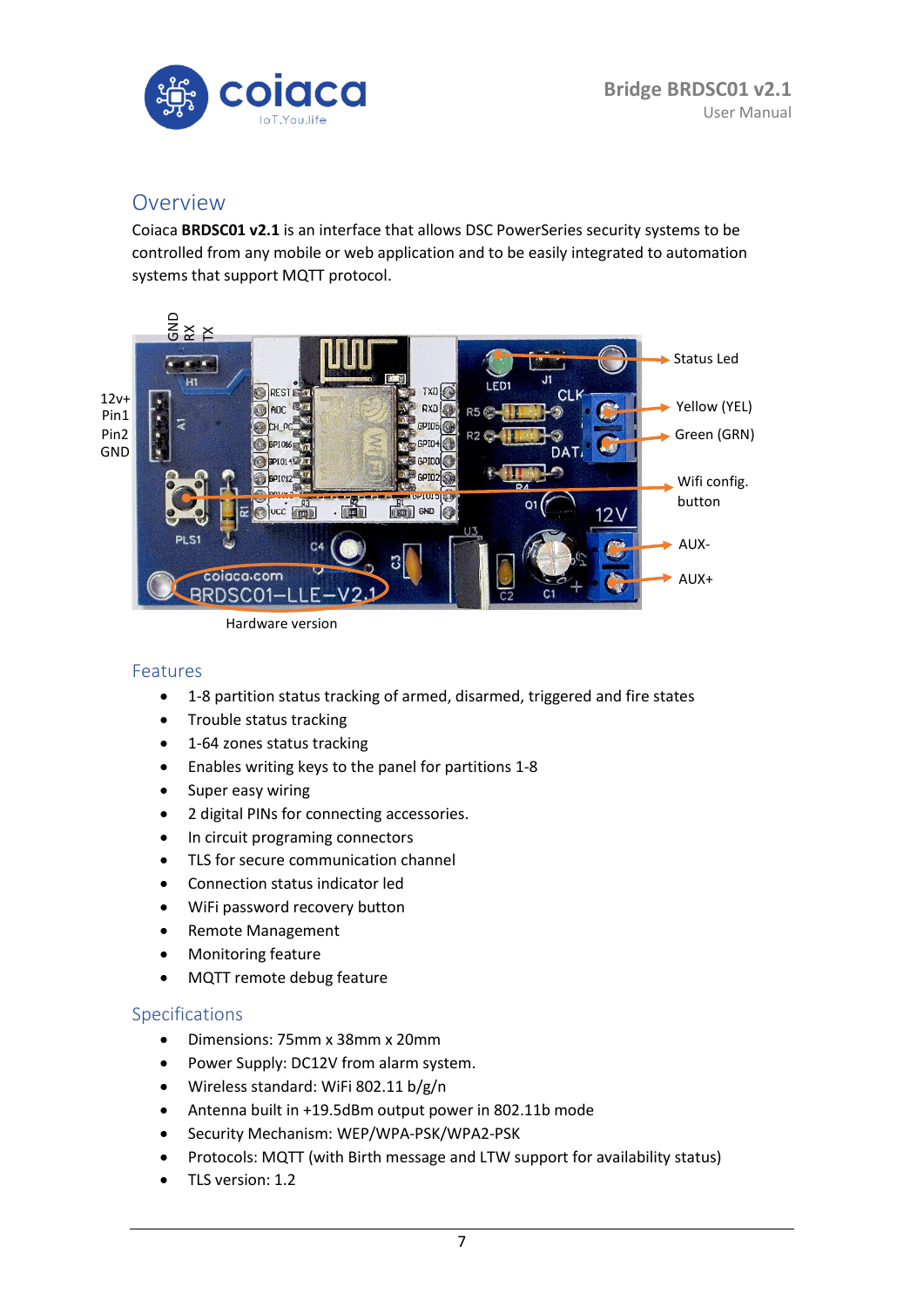## Overview

Coiaca **BRDSC01 v2.1** is an interface that allows DSC PowerSeries security systems to be controlled from any mobile or web application and to be easily integrated to automation systems that support MQTT protocol.

GND RX TX

12v+
Pin1
Pin2
GND

Status Led

Yellow (YEL)

Green (GRN)

Wifi config. button

AUX-

AUX+

Hardware version

## Features

- 1-8 partition status tracking of armed, disarmed, triggered and fire states
- Trouble status tracking
- 1-64 zones status tracking
- Enables writing keys to the panel for partitions 1-8
- Super easy wiring
- 2 digital PINs for connecting accessories.
- In circuit programing connectors
- TLS for secure communication channel
- Connection status indicator led
- WiFi password recovery button
- Remote Management
- Monitoring feature
- MQTT remote debug feature

## Specifications

- Dimensions: 75mm x 38mm x 20mm
- Power Supply: DC12V from alarm system.
- Wireless standard: WiFi 802.11 b/g/n
- Antenna built in +19.5dBm output power in 802.11b mode
- Security Mechanism: WEP/WPA-PSK/WPA2-PSK
- Protocols: MQTT (with Birth message and LTW support for availability status)
- TLS version: 1.2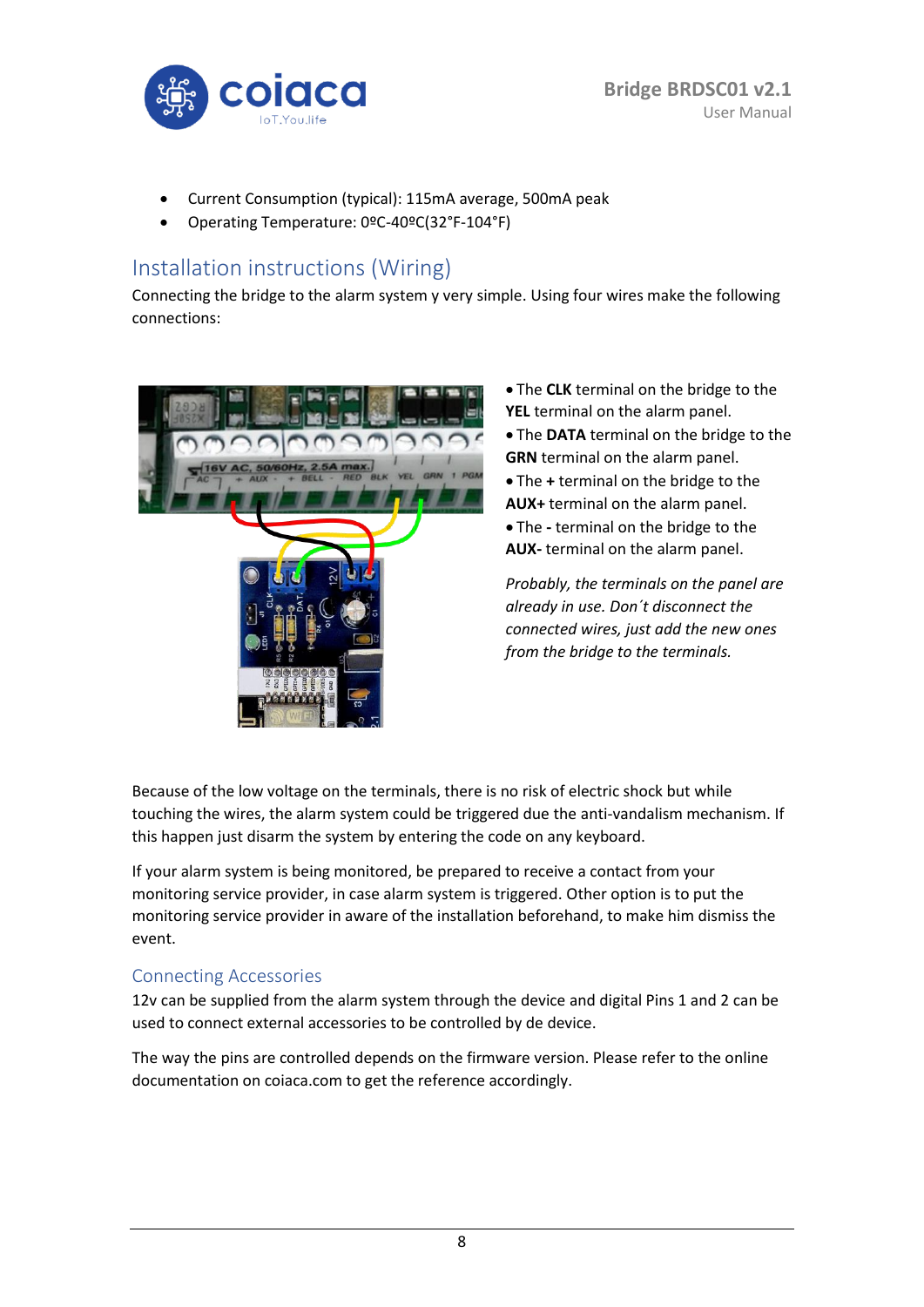- Current Consumption (typical): 115mA average, 500mA peak
- Operating Temperature: 0ºC-40ºC(32°F-104°F)

## Installation instructions (Wiring)

Connecting the bridge to the alarm system y very simple. Using four wires make the following connections:

- The **CLK** terminal on the bridge to the **YEL** terminal on the alarm panel.
- The **DATA** terminal on the bridge to the **GRN** terminal on the alarm panel.
- The **+** terminal on the bridge to the **AUX+** terminal on the alarm panel.
- The **-** terminal on the bridge to the **AUX-** terminal on the alarm panel.

*Probably, the terminals on the panel are already in use. Don´t disconnect the connected wires, just add the new ones from the bridge to the terminals.*

Because of the low voltage on the terminals, there is no risk of electric shock but while touching the wires, the alarm system could be triggered due the anti-vandalism mechanism. If this happen just disarm the system by entering the code on any keyboard.

If your alarm system is being monitored, be prepared to receive a contact from your monitoring service provider, in case alarm system is triggered. Other option is to put the monitoring service provider in aware of the installation beforehand, to make him dismiss the event.

### Connecting Accessories

12v can be supplied from the alarm system through the device and digital Pins 1 and 2 can be used to connect external accessories to be controlled by de device.

The way the pins are controlled depends on the firmware version. Please refer to the online documentation on coiaca.com to get the reference accordingly.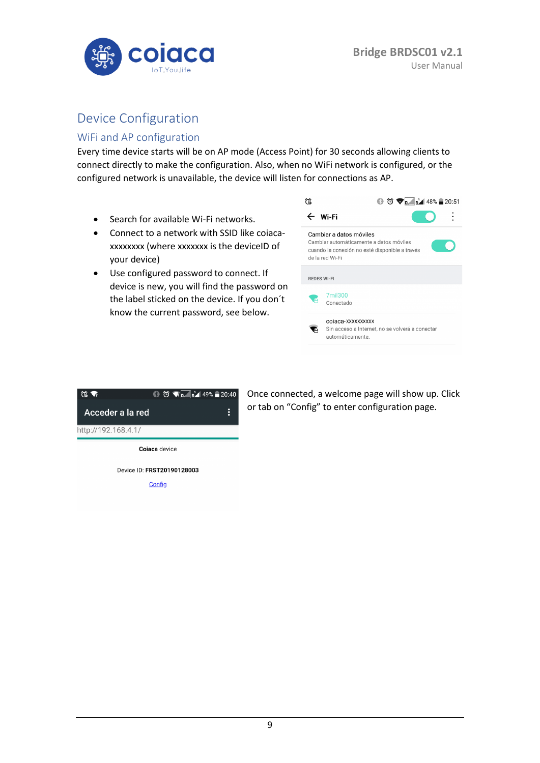## Device Configuration

### WiFi and AP configuration

Every time device starts will be on AP mode (Access Point) for 30 seconds allowing clients to connect directly to make the configuration. Also, when no WiFi network is configured, or the configured network is unavailable, the device will listen for connections as AP.

- Search for available Wi-Fi networks.
- Connect to a network with SSID like coiaca-xxxxxxxx (where xxxxxxx is the deviceID of your device)
- Use configured password to connect. If device is new, you will find the password on the label sticked on the device. If you don´t know the current password, see below.

Once connected, a welcome page will show up. Click or tab on "Config" to enter configuration page.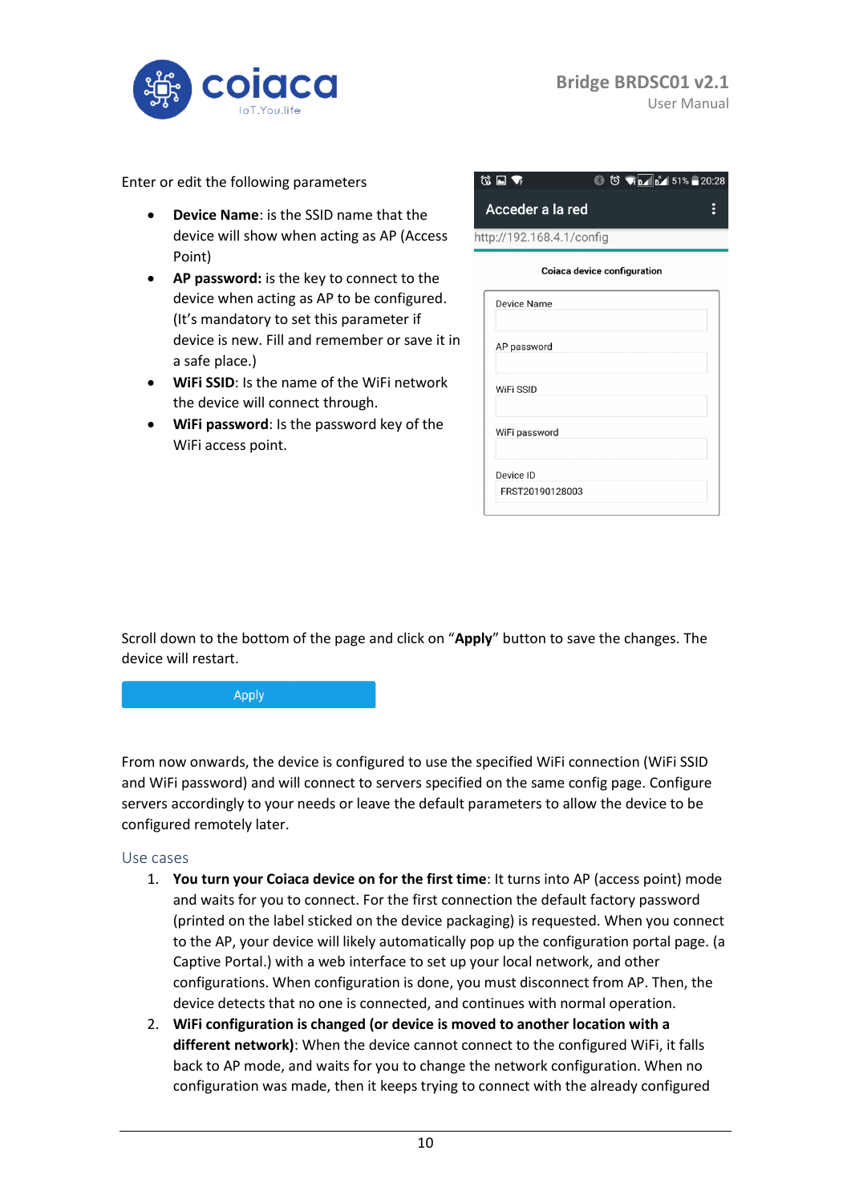Enter or edit the following parameters

- **Device Name**: is the SSID name that the device will show when acting as AP (Access Point)
- **AP password:** is the key to connect to the device when acting as AP to be configured. (It's mandatory to set this parameter if device is new. Fill and remember or save it in a safe place.)
- **WiFi SSID**: Is the name of the WiFi network the device will connect through.
- **WiFi password**: Is the password key of the WiFi access point.

Scroll down to the bottom of the page and click on "**Apply**" button to save the changes. The device will restart.

From now onwards, the device is configured to use the specified WiFi connection (WiFi SSID and WiFi password) and will connect to servers specified on the same config page. Configure servers accordingly to your needs or leave the default parameters to allow the device to be configured remotely later.

## Use cases

1. **You turn your Coiaca device on for the first time**: It turns into AP (access point) mode and waits for you to connect. For the first connection the default factory password (printed on the label sticked on the device packaging) is requested. When you connect to the AP, your device will likely automatically pop up the configuration portal page. (a Captive Portal.) with a web interface to set up your local network, and other configurations. When configuration is done, you must disconnect from AP. Then, the device detects that no one is connected, and continues with normal operation.
2. **WiFi configuration is changed (or device is moved to another location with a different network)**: When the device cannot connect to the configured WiFi, it falls back to AP mode, and waits for you to change the network configuration. When no configuration was made, then it keeps trying to connect with the already configured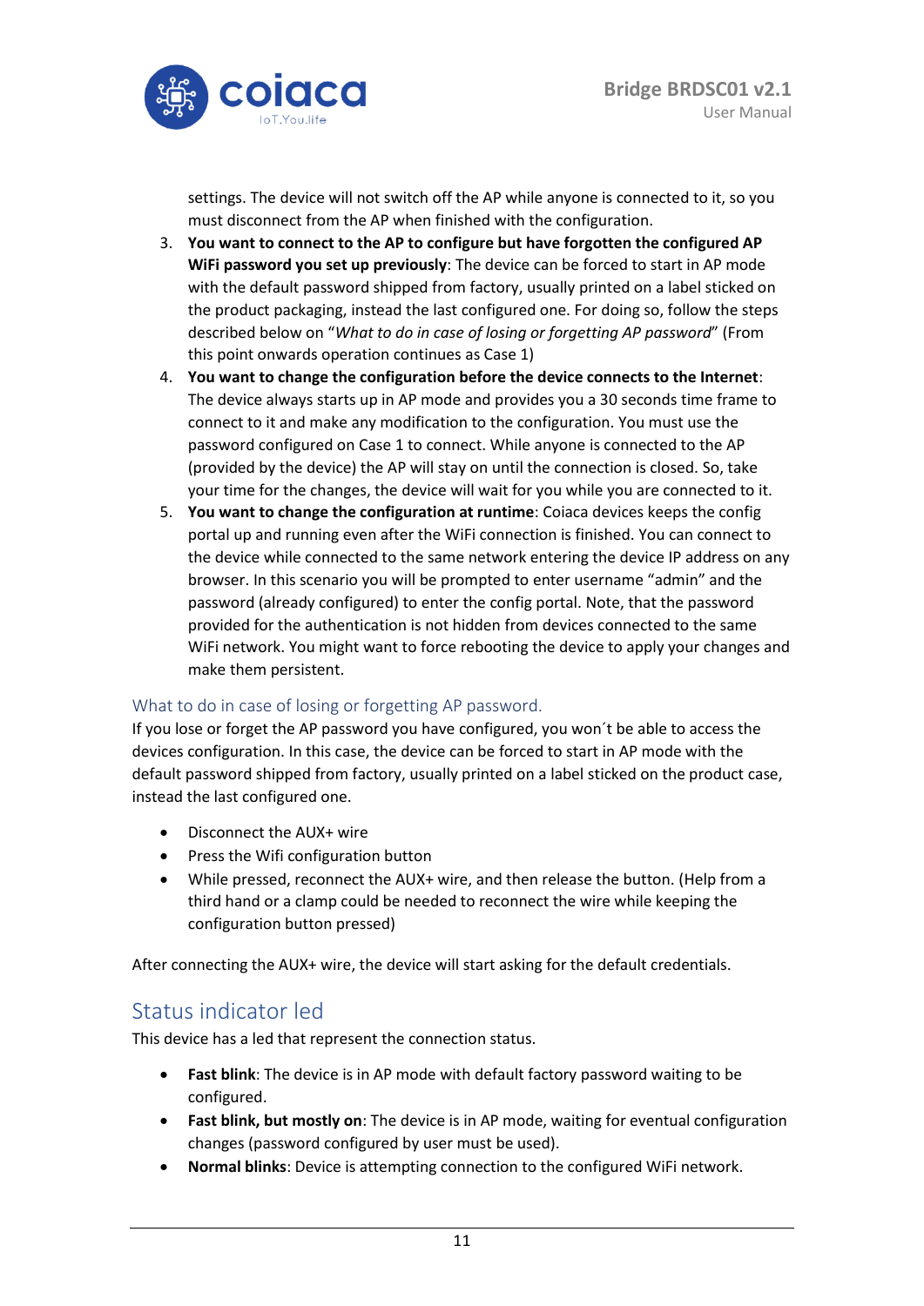settings. The device will not switch off the AP while anyone is connected to it, so you must disconnect from the AP when finished with the configuration.

3. **You want to connect to the AP to configure but have forgotten the configured AP WiFi password you set up previously**: The device can be forced to start in AP mode with the default password shipped from factory, usually printed on a label sticked on the product packaging, instead the last configured one. For doing so, follow the steps described below on "*What to do in case of losing or forgetting AP password*" (From this point onwards operation continues as Case 1)
4. **You want to change the configuration before the device connects to the Internet**: The device always starts up in AP mode and provides you a 30 seconds time frame to connect to it and make any modification to the configuration. You must use the password configured on Case 1 to connect. While anyone is connected to the AP (provided by the device) the AP will stay on until the connection is closed. So, take your time for the changes, the device will wait for you while you are connected to it.
5. **You want to change the configuration at runtime**: Coiaca devices keeps the config portal up and running even after the WiFi connection is finished. You can connect to the device while connected to the same network entering the device IP address on any browser. In this scenario you will be prompted to enter username "admin" and the password (already configured) to enter the config portal. Note, that the password provided for the authentication is not hidden from devices connected to the same WiFi network. You might want to force rebooting the device to apply your changes and make them persistent.

### What to do in case of losing or forgetting AP password.

If you lose or forget the AP password you have configured, you won´t be able to access the devices configuration. In this case, the device can be forced to start in AP mode with the default password shipped from factory, usually printed on a label sticked on the product case, instead the last configured one.

- Disconnect the AUX+ wire
- Press the Wifi configuration button
- While pressed, reconnect the AUX+ wire, and then release the button. (Help from a third hand or a clamp could be needed to reconnect the wire while keeping the configuration button pressed)

After connecting the AUX+ wire, the device will start asking for the default credentials.

## Status indicator led

This device has a led that represent the connection status.

- **Fast blink**: The device is in AP mode with default factory password waiting to be configured.
- **Fast blink, but mostly on**: The device is in AP mode, waiting for eventual configuration changes (password configured by user must be used).
- **Normal blinks**: Device is attempting connection to the configured WiFi network.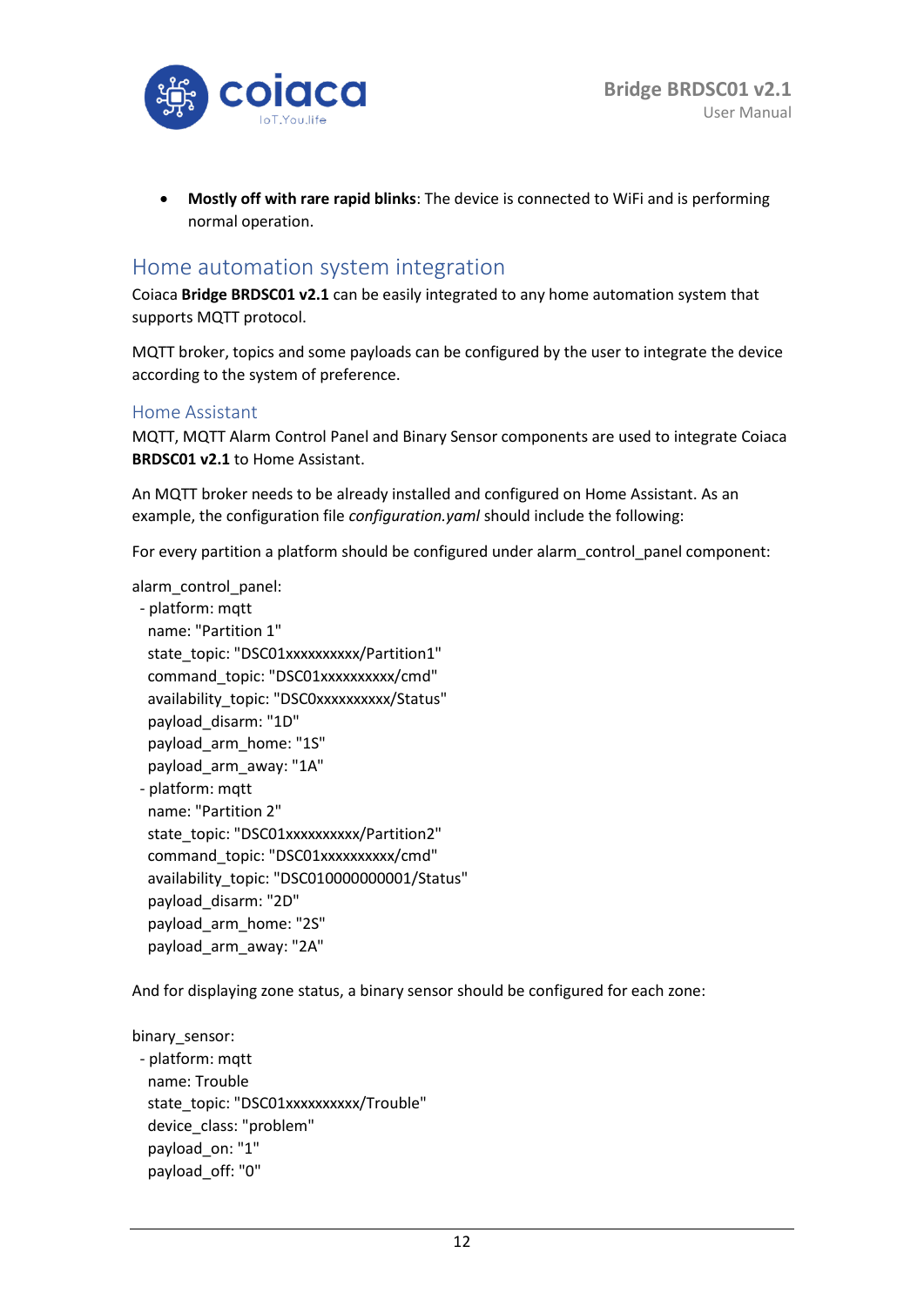- **Mostly off with rare rapid blinks**: The device is connected to WiFi and is performing normal operation.

## Home automation system integration

Coiaca **Bridge BRDSC01 v2.1** can be easily integrated to any home automation system that supports MQTT protocol.

MQTT broker, topics and some payloads can be configured by the user to integrate the device according to the system of preference.

### Home Assistant

MQTT, MQTT Alarm Control Panel and Binary Sensor components are used to integrate Coiaca **BRDSC01 v2.1** to Home Assistant.

An MQTT broker needs to be already installed and configured on Home Assistant. As an example, the configuration file *configuration.yaml* should include the following:

For every partition a platform should be configured under alarm_control_panel component:

```
alarm_control_panel:
 - platform: mqtt
   name: "Partition 1"
   state_topic: "DSC01xxxxxxxxxx/Partition1"
   command_topic: "DSC01xxxxxxxxxx/cmd"
   availability_topic: "DSC0xxxxxxxxxx/Status"
   payload_disarm: "1D"
   payload_arm_home: "1S"
   payload_arm_away: "1A"
 - platform: mqtt
   name: "Partition 2"
   state_topic: "DSC01xxxxxxxxxx/Partition2"
   command_topic: "DSC01xxxxxxxxxx/cmd"
   availability_topic: "DSC010000000001/Status"
   payload_disarm: "2D"
   payload_arm_home: "2S"
   payload_arm_away: "2A"
```

And for displaying zone status, a binary sensor should be configured for each zone:

```
binary_sensor:
 - platform: mqtt
   name: Trouble
   state_topic: "DSC01xxxxxxxxxx/Trouble"
   device_class: "problem"
   payload_on: "1"
   payload_off: "0"
```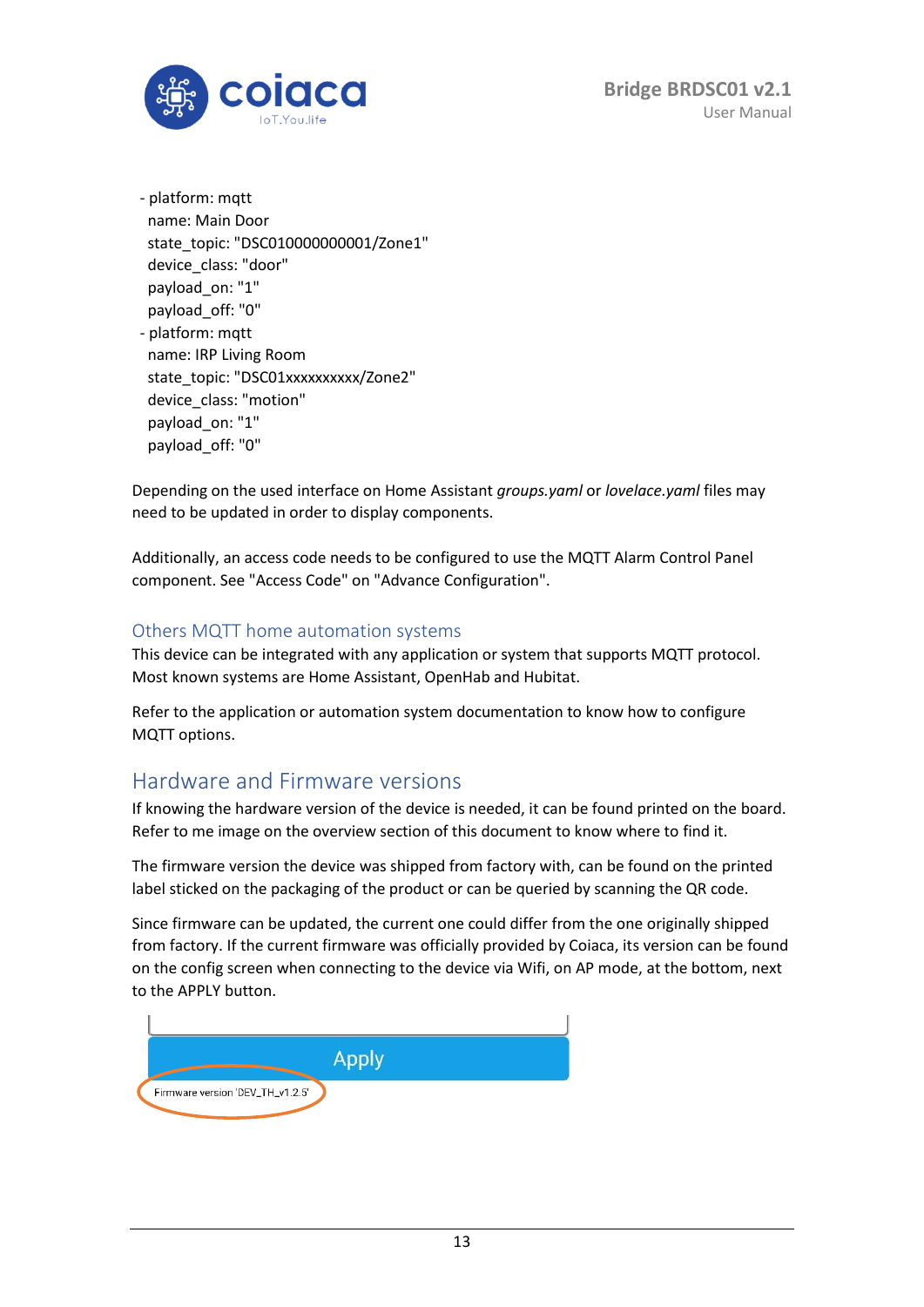```
- platform: mqtt
  name: Main Door
  state_topic: "DSC010000000001/Zone1"
  device_class: "door"
  payload_on: "1"
  payload_off: "0"
- platform: mqtt
  name: IRP Living Room
  state_topic: "DSC01xxxxxxxxxx/Zone2"
  device_class: "motion"
  payload_on: "1"
  payload_off: "0"
```

Depending on the used interface on Home Assistant *groups.yaml* or *lovelace.yaml* files may need to be updated in order to display components.

Additionally, an access code needs to be configured to use the MQTT Alarm Control Panel component. See "Access Code" on "Advance Configuration".

### Others MQTT home automation systems

This device can be integrated with any application or system that supports MQTT protocol. Most known systems are Home Assistant, OpenHab and Hubitat.

Refer to the application or automation system documentation to know how to configure MQTT options.

## Hardware and Firmware versions

If knowing the hardware version of the device is needed, it can be found printed on the board. Refer to me image on the overview section of this document to know where to find it.

The firmware version the device was shipped from factory with, can be found on the printed label sticked on the packaging of the product or can be queried by scanning the QR code.

Since firmware can be updated, the current one could differ from the one originally shipped from factory. If the current firmware was officially provided by Coiaca, its version can be found on the config screen when connecting to the device via Wifi, on AP mode, at the bottom, next to the APPLY button.

Apply

Firmware version 'DEV_TH_v1.2.5'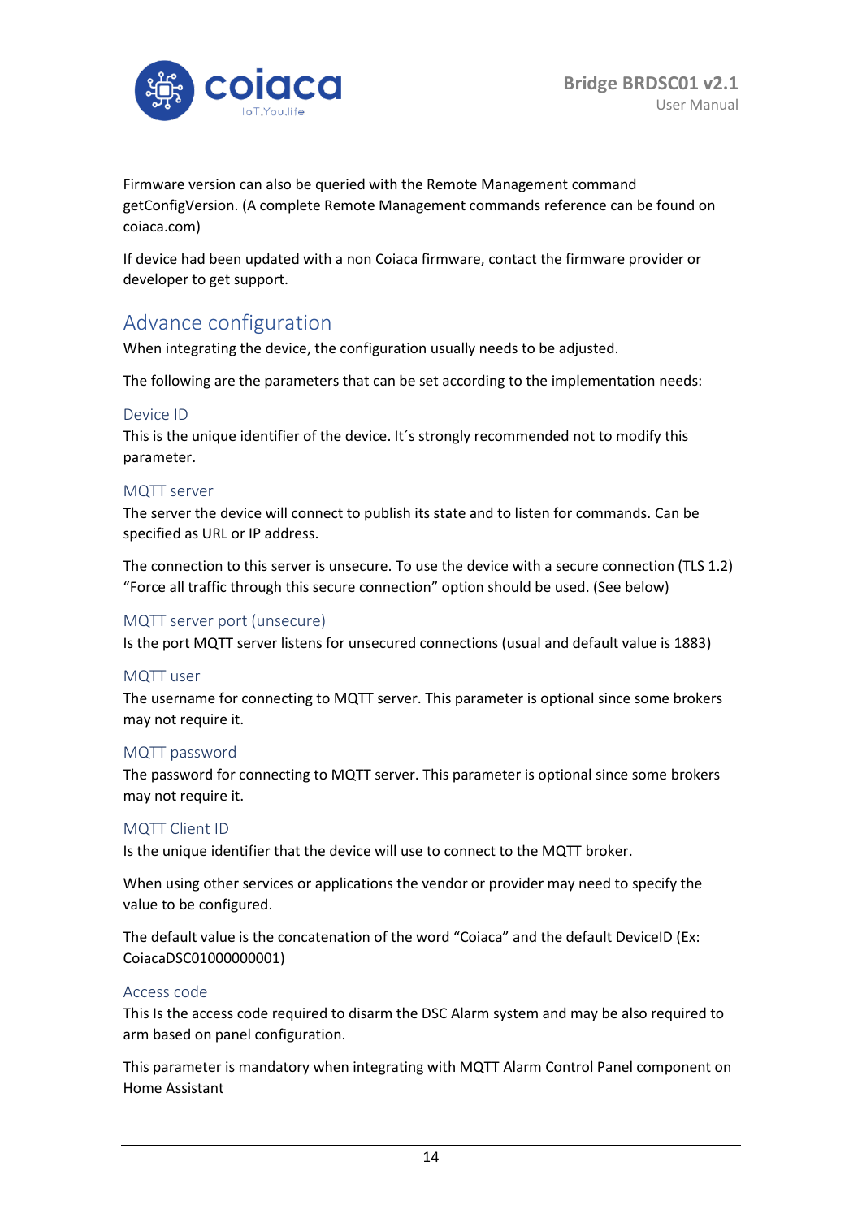Firmware version can also be queried with the Remote Management command getConfigVersion. (A complete Remote Management commands reference can be found on coiaca.com)

If device had been updated with a non Coiaca firmware, contact the firmware provider or developer to get support.

## Advance configuration

When integrating the device, the configuration usually needs to be adjusted.

The following are the parameters that can be set according to the implementation needs:

### Device ID

This is the unique identifier of the device. It´s strongly recommended not to modify this parameter.

### MQTT server

The server the device will connect to publish its state and to listen for commands. Can be specified as URL or IP address.

The connection to this server is unsecure. To use the device with a secure connection (TLS 1.2) "Force all traffic through this secure connection" option should be used. (See below)

### MQTT server port (unsecure)

Is the port MQTT server listens for unsecured connections (usual and default value is 1883)

### MQTT user

The username for connecting to MQTT server. This parameter is optional since some brokers may not require it.

### MQTT password

The password for connecting to MQTT server. This parameter is optional since some brokers may not require it.

### MQTT Client ID

Is the unique identifier that the device will use to connect to the MQTT broker.

When using other services or applications the vendor or provider may need to specify the value to be configured.

The default value is the concatenation of the word "Coiaca" and the default DeviceID (Ex: CoiacaDSC01000000001)

### Access code

This Is the access code required to disarm the DSC Alarm system and may be also required to arm based on panel configuration.

This parameter is mandatory when integrating with MQTT Alarm Control Panel component on Home Assistant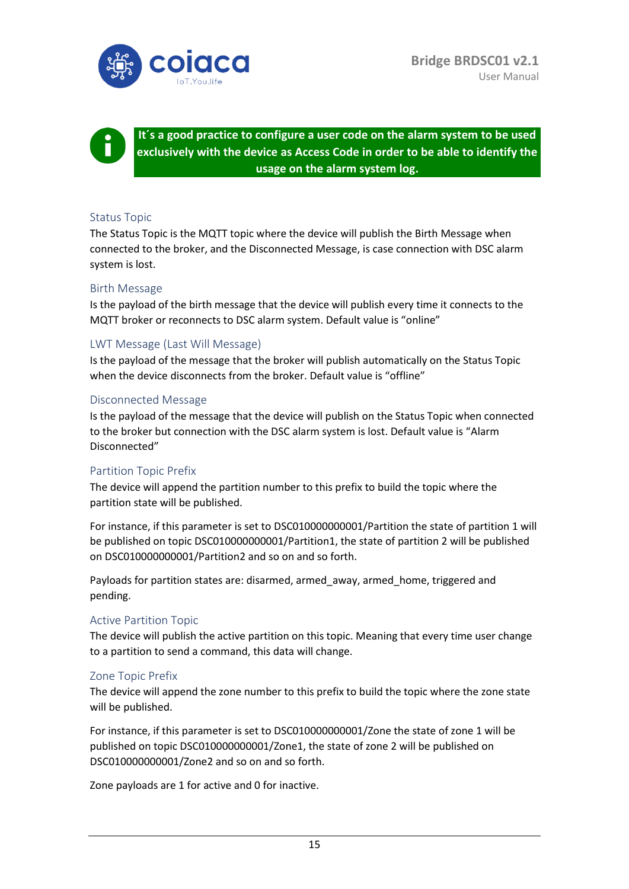**It´s a good practice to configure a user code on the alarm system to be used exclusively with the device as Access Code in order to be able to identify the usage on the alarm system log.**

### Status Topic

The Status Topic is the MQTT topic where the device will publish the Birth Message when connected to the broker, and the Disconnected Message, is case connection with DSC alarm system is lost.

### Birth Message

Is the payload of the birth message that the device will publish every time it connects to the MQTT broker or reconnects to DSC alarm system. Default value is “online”

### LWT Message (Last Will Message)

Is the payload of the message that the broker will publish automatically on the Status Topic when the device disconnects from the broker. Default value is “offline”

### Disconnected Message

Is the payload of the message that the device will publish on the Status Topic when connected to the broker but connection with the DSC alarm system is lost. Default value is “Alarm Disconnected”

### Partition Topic Prefix

The device will append the partition number to this prefix to build the topic where the partition state will be published.

For instance, if this parameter is set to DSC010000000001/Partition the state of partition 1 will be published on topic DSC010000000001/Partition1, the state of partition 2 will be published on DSC010000000001/Partition2 and so on and so forth.

Payloads for partition states are: disarmed, armed_away, armed_home, triggered and pending.

### Active Partition Topic

The device will publish the active partition on this topic. Meaning that every time user change to a partition to send a command, this data will change.

### Zone Topic Prefix

The device will append the zone number to this prefix to build the topic where the zone state will be published.

For instance, if this parameter is set to DSC010000000001/Zone the state of zone 1 will be published on topic DSC010000000001/Zone1, the state of zone 2 will be published on DSC010000000001/Zone2 and so on and so forth.

Zone payloads are 1 for active and 0 for inactive.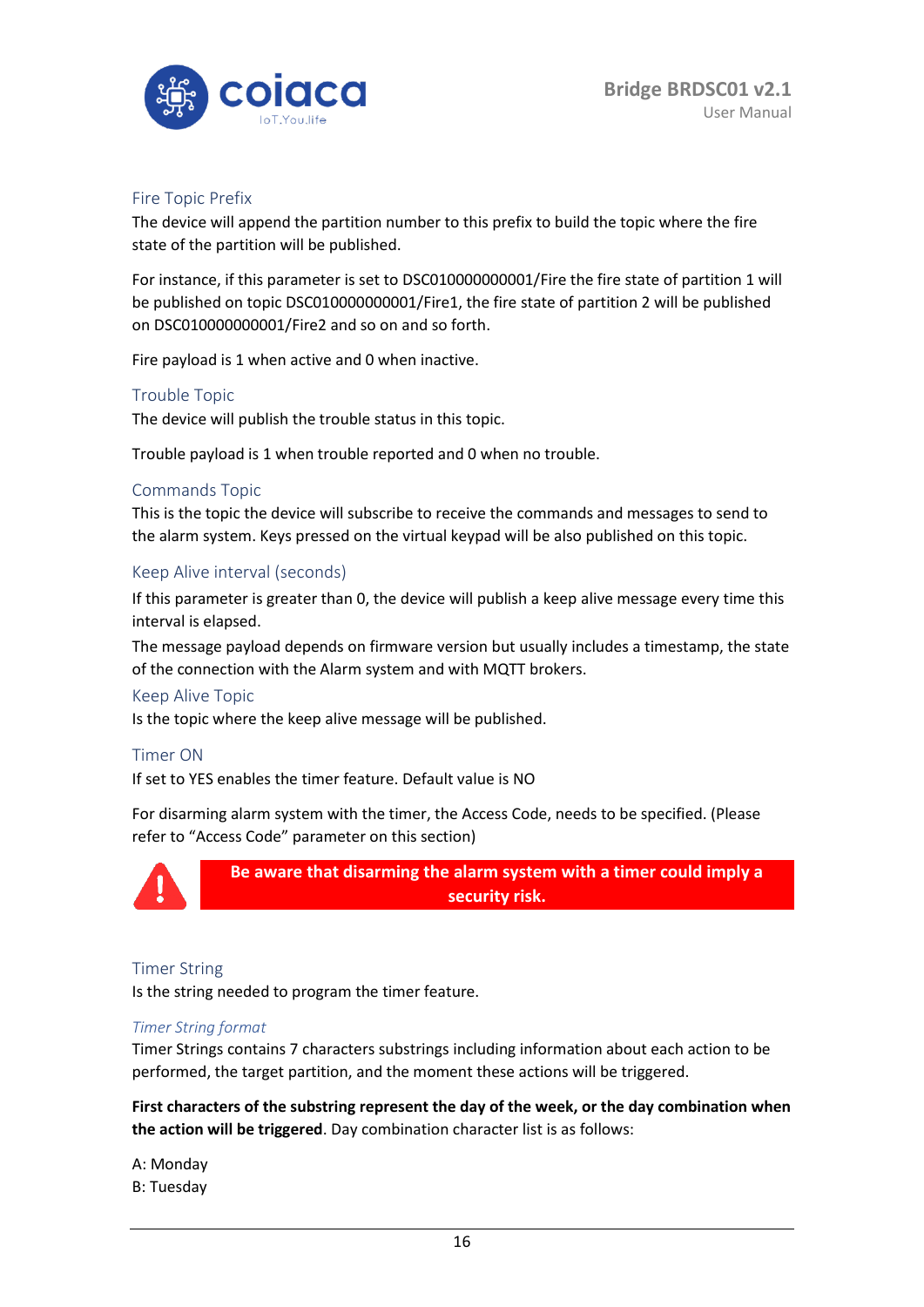### Fire Topic Prefix

The device will append the partition number to this prefix to build the topic where the fire state of the partition will be published.

For instance, if this parameter is set to DSC010000000001/Fire the fire state of partition 1 will be published on topic DSC010000000001/Fire1, the fire state of partition 2 will be published on DSC010000000001/Fire2 and so on and so forth.

Fire payload is 1 when active and 0 when inactive.

### Trouble Topic

The device will publish the trouble status in this topic.

Trouble payload is 1 when trouble reported and 0 when no trouble.

### Commands Topic

This is the topic the device will subscribe to receive the commands and messages to send to the alarm system. Keys pressed on the virtual keypad will be also published on this topic.

### Keep Alive interval (seconds)

If this parameter is greater than 0, the device will publish a keep alive message every time this interval is elapsed.

The message payload depends on firmware version but usually includes a timestamp, the state of the connection with the Alarm system and with MQTT brokers.

### Keep Alive Topic

Is the topic where the keep alive message will be published.

### Timer ON

If set to YES enables the timer feature. Default value is NO

For disarming alarm system with the timer, the Access Code, needs to be specified. (Please refer to "Access Code" parameter on this section)

**Be aware that disarming the alarm system with a timer could imply a security risk.**

### Timer String

Is the string needed to program the timer feature.

#### *Timer String format*

Timer Strings contains 7 characters substrings including information about each action to be performed, the target partition, and the moment these actions will be triggered.

**First characters of the substring represent the day of the week, or the day combination when the action will be triggered**. Day combination character list is as follows:

A: Monday
B: Tuesday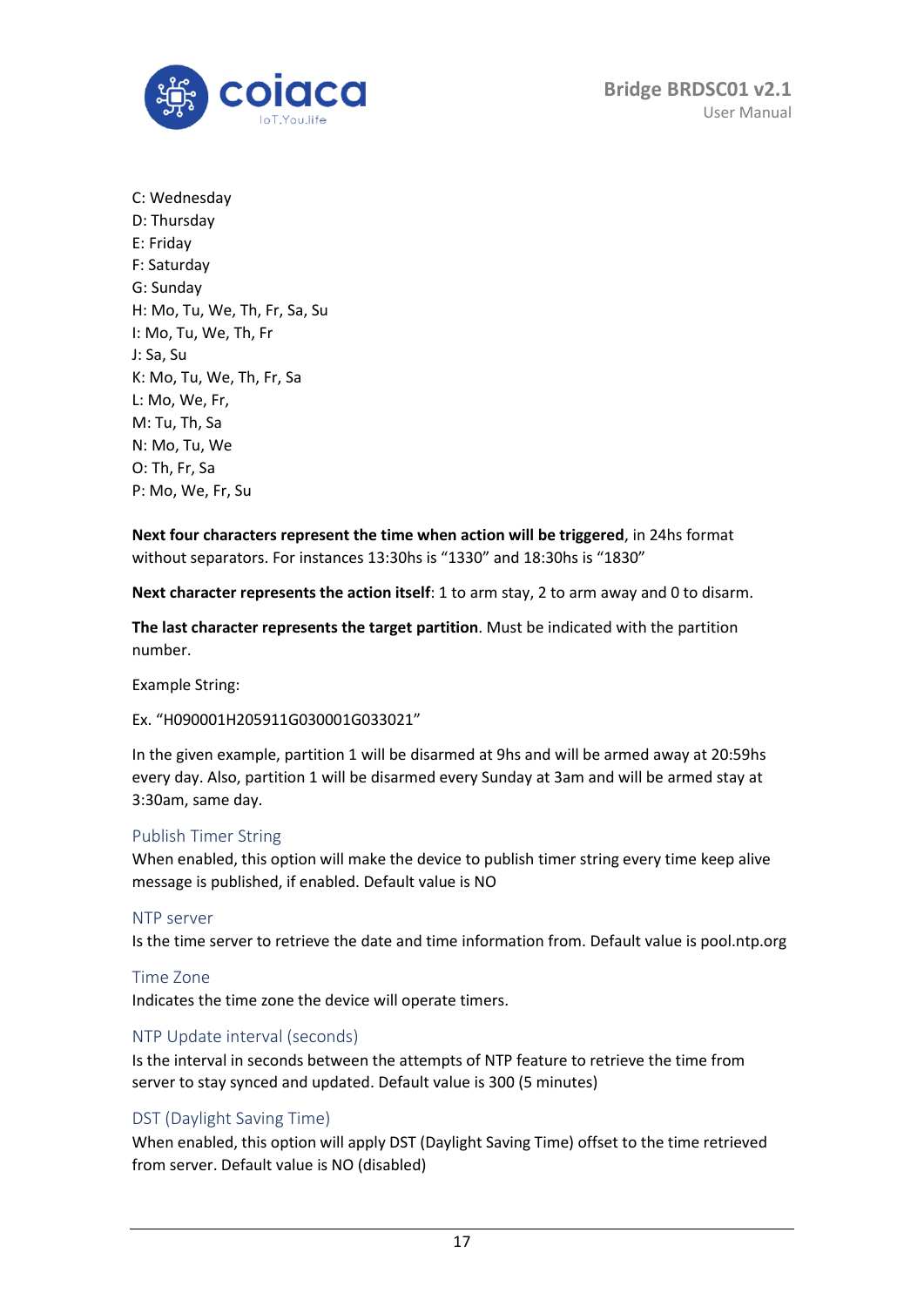C: Wednesday
D: Thursday
E: Friday
F: Saturday
G: Sunday
H: Mo, Tu, We, Th, Fr, Sa, Su
I: Mo, Tu, We, Th, Fr
J: Sa, Su
K: Mo, Tu, We, Th, Fr, Sa
L: Mo, We, Fr,
M: Tu, Th, Sa
N: Mo, Tu, We
O: Th, Fr, Sa
P: Mo, We, Fr, Su

**Next four characters represent the time when action will be triggered**, in 24hs format without separators. For instances 13:30hs is "1330" and 18:30hs is "1830"

**Next character represents the action itself**: 1 to arm stay, 2 to arm away and 0 to disarm.

**The last character represents the target partition**. Must be indicated with the partition number.

Example String:

Ex. "H090001H205911G030001G033021"

In the given example, partition 1 will be disarmed at 9hs and will be armed away at 20:59hs every day. Also, partition 1 will be disarmed every Sunday at 3am and will be armed stay at 3:30am, same day.

### Publish Timer String

When enabled, this option will make the device to publish timer string every time keep alive message is published, if enabled. Default value is NO

### NTP server

Is the time server to retrieve the date and time information from. Default value is pool.ntp.org

### Time Zone

Indicates the time zone the device will operate timers.

### NTP Update interval (seconds)

Is the interval in seconds between the attempts of NTP feature to retrieve the time from server to stay synced and updated. Default value is 300 (5 minutes)

### DST (Daylight Saving Time)

When enabled, this option will apply DST (Daylight Saving Time) offset to the time retrieved from server. Default value is NO (disabled)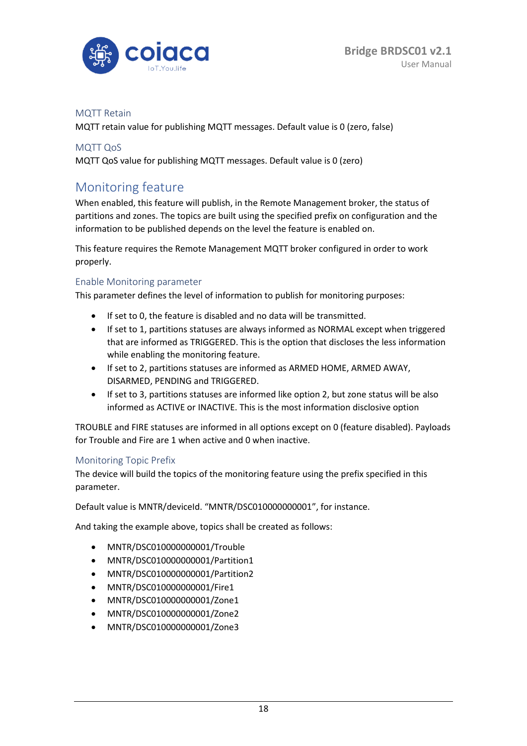### MQTT Retain

MQTT retain value for publishing MQTT messages. Default value is 0 (zero, false)

### MQTT QoS

MQTT QoS value for publishing MQTT messages. Default value is 0 (zero)

## Monitoring feature

When enabled, this feature will publish, in the Remote Management broker, the status of partitions and zones. The topics are built using the specified prefix on configuration and the information to be published depends on the level the feature is enabled on.

This feature requires the Remote Management MQTT broker configured in order to work properly.

### Enable Monitoring parameter

This parameter defines the level of information to publish for monitoring purposes:

- If set to 0, the feature is disabled and no data will be transmitted.
- If set to 1, partitions statuses are always informed as NORMAL except when triggered that are informed as TRIGGERED. This is the option that discloses the less information while enabling the monitoring feature.
- If set to 2, partitions statuses are informed as ARMED HOME, ARMED AWAY, DISARMED, PENDING and TRIGGERED.
- If set to 3, partitions statuses are informed like option 2, but zone status will be also informed as ACTIVE or INACTIVE. This is the most information disclosive option

TROUBLE and FIRE statuses are informed in all options except on 0 (feature disabled). Payloads for Trouble and Fire are 1 when active and 0 when inactive.

### Monitoring Topic Prefix

The device will build the topics of the monitoring feature using the prefix specified in this parameter.

Default value is MNTR/deviceId. “MNTR/DSC010000000001”, for instance.

And taking the example above, topics shall be created as follows:

- MNTR/DSC010000000001/Trouble
- MNTR/DSC010000000001/Partition1
- MNTR/DSC010000000001/Partition2
- MNTR/DSC010000000001/Fire1
- MNTR/DSC010000000001/Zone1
- MNTR/DSC010000000001/Zone2
- MNTR/DSC010000000001/Zone3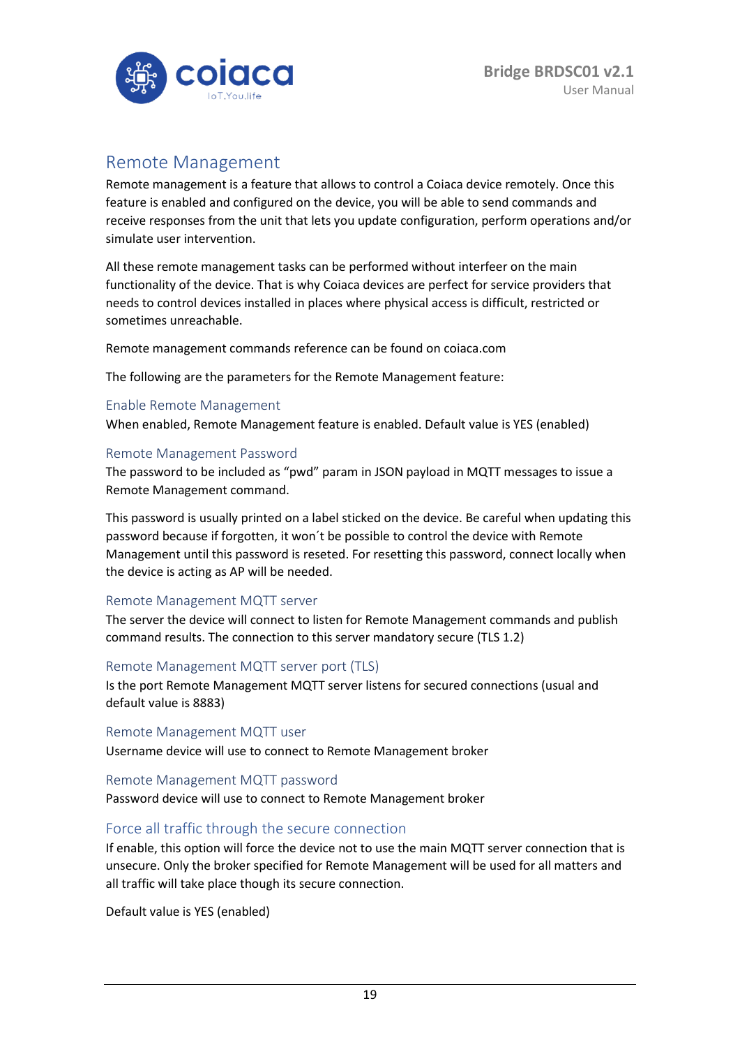## Remote Management

Remote management is a feature that allows to control a Coiaca device remotely. Once this feature is enabled and configured on the device, you will be able to send commands and receive responses from the unit that lets you update configuration, perform operations and/or simulate user intervention.

All these remote management tasks can be performed without interfeer on the main functionality of the device. That is why Coiaca devices are perfect for service providers that needs to control devices installed in places where physical access is difficult, restricted or sometimes unreachable.

Remote management commands reference can be found on coiaca.com

The following are the parameters for the Remote Management feature:

### Enable Remote Management

When enabled, Remote Management feature is enabled. Default value is YES (enabled)

### Remote Management Password

The password to be included as "pwd" param in JSON payload in MQTT messages to issue a Remote Management command.

This password is usually printed on a label sticked on the device. Be careful when updating this password because if forgotten, it won´t be possible to control the device with Remote Management until this password is reseted. For resetting this password, connect locally when the device is acting as AP will be needed.

### Remote Management MQTT server

The server the device will connect to listen for Remote Management commands and publish command results. The connection to this server mandatory secure (TLS 1.2)

### Remote Management MQTT server port (TLS)

Is the port Remote Management MQTT server listens for secured connections (usual and default value is 8883)

### Remote Management MQTT user

Username device will use to connect to Remote Management broker

### Remote Management MQTT password

Password device will use to connect to Remote Management broker

## Force all traffic through the secure connection

If enable, this option will force the device not to use the main MQTT server connection that is unsecure. Only the broker specified for Remote Management will be used for all matters and all traffic will take place though its secure connection.

Default value is YES (enabled)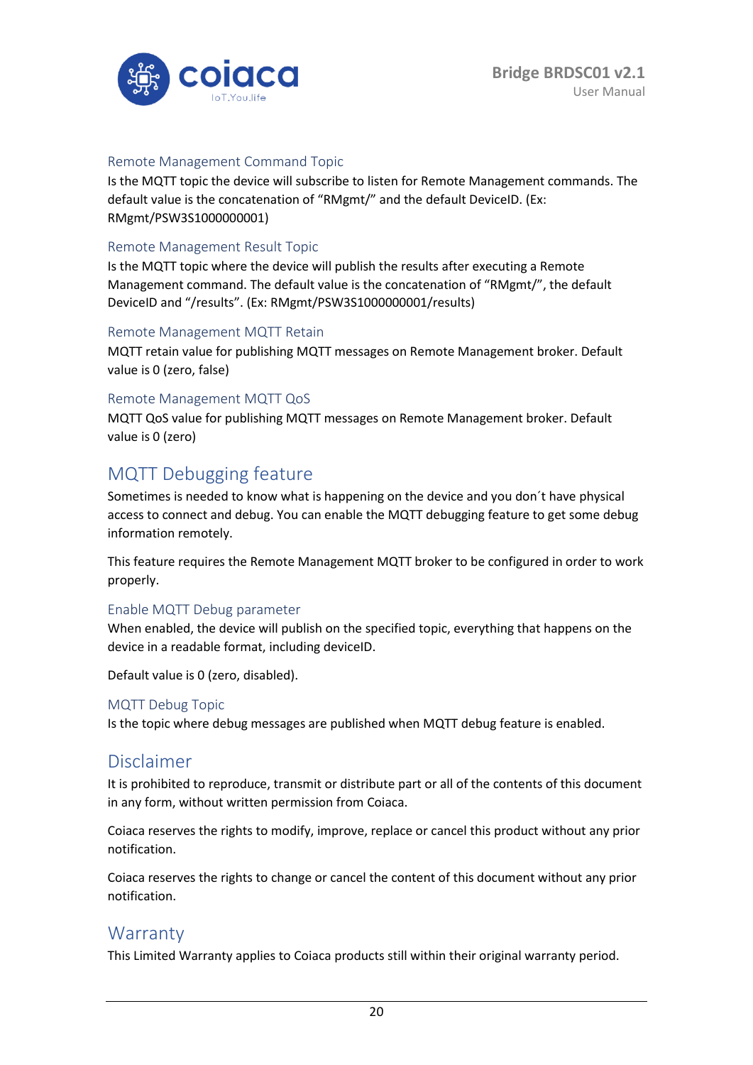### Remote Management Command Topic

Is the MQTT topic the device will subscribe to listen for Remote Management commands. The default value is the concatenation of "RMgmt/" and the default DeviceID. (Ex: RMgmt/PSW3S1000000001)

### Remote Management Result Topic

Is the MQTT topic where the device will publish the results after executing a Remote Management command. The default value is the concatenation of "RMgmt/", the default DeviceID and "/results". (Ex: RMgmt/PSW3S1000000001/results)

### Remote Management MQTT Retain

MQTT retain value for publishing MQTT messages on Remote Management broker. Default value is 0 (zero, false)

### Remote Management MQTT QoS

MQTT QoS value for publishing MQTT messages on Remote Management broker. Default value is 0 (zero)

## MQTT Debugging feature

Sometimes is needed to know what is happening on the device and you don´t have physical access to connect and debug. You can enable the MQTT debugging feature to get some debug information remotely.

This feature requires the Remote Management MQTT broker to be configured in order to work properly.

### Enable MQTT Debug parameter

When enabled, the device will publish on the specified topic, everything that happens on the device in a readable format, including deviceID.

Default value is 0 (zero, disabled).

### MQTT Debug Topic

Is the topic where debug messages are published when MQTT debug feature is enabled.

## Disclaimer

It is prohibited to reproduce, transmit or distribute part or all of the contents of this document in any form, without written permission from Coiaca.

Coiaca reserves the rights to modify, improve, replace or cancel this product without any prior notification.

Coiaca reserves the rights to change or cancel the content of this document without any prior notification.

## Warranty

This Limited Warranty applies to Coiaca products still within their original warranty period.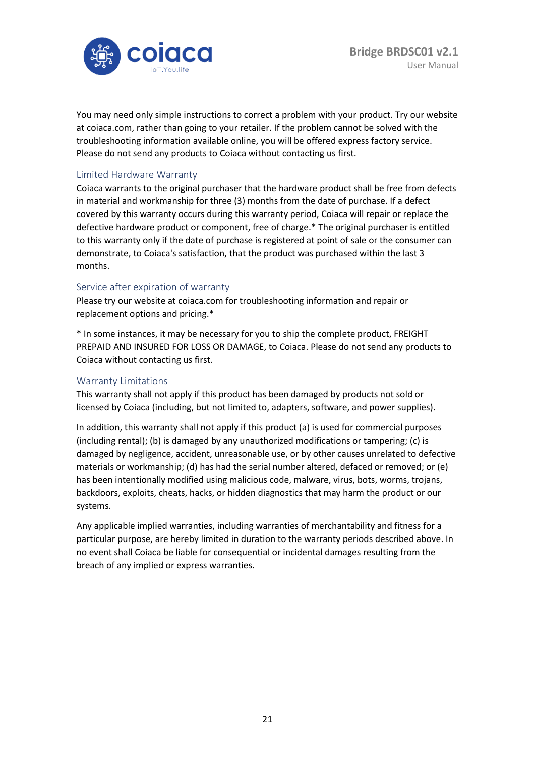You may need only simple instructions to correct a problem with your product. Try our website at coiaca.com, rather than going to your retailer. If the problem cannot be solved with the troubleshooting information available online, you will be offered express factory service. Please do not send any products to Coiaca without contacting us first.

## Limited Hardware Warranty

Coiaca warrants to the original purchaser that the hardware product shall be free from defects in material and workmanship for three (3) months from the date of purchase. If a defect covered by this warranty occurs during this warranty period, Coiaca will repair or replace the defective hardware product or component, free of charge.* The original purchaser is entitled to this warranty only if the date of purchase is registered at point of sale or the consumer can demonstrate, to Coiaca's satisfaction, that the product was purchased within the last 3 months.

## Service after expiration of warranty

Please try our website at coiaca.com for troubleshooting information and repair or replacement options and pricing.*

* In some instances, it may be necessary for you to ship the complete product, FREIGHT PREPAID AND INSURED FOR LOSS OR DAMAGE, to Coiaca. Please do not send any products to Coiaca without contacting us first.

## Warranty Limitations

This warranty shall not apply if this product has been damaged by products not sold or licensed by Coiaca (including, but not limited to, adapters, software, and power supplies).

In addition, this warranty shall not apply if this product (a) is used for commercial purposes (including rental); (b) is damaged by any unauthorized modifications or tampering; (c) is damaged by negligence, accident, unreasonable use, or by other causes unrelated to defective materials or workmanship; (d) has had the serial number altered, defaced or removed; or (e) has been intentionally modified using malicious code, malware, virus, bots, worms, trojans, backdoors, exploits, cheats, hacks, or hidden diagnostics that may harm the product or our systems.

Any applicable implied warranties, including warranties of merchantability and fitness for a particular purpose, are hereby limited in duration to the warranty periods described above. In no event shall Coiaca be liable for consequential or incidental damages resulting from the breach of any implied or express warranties.